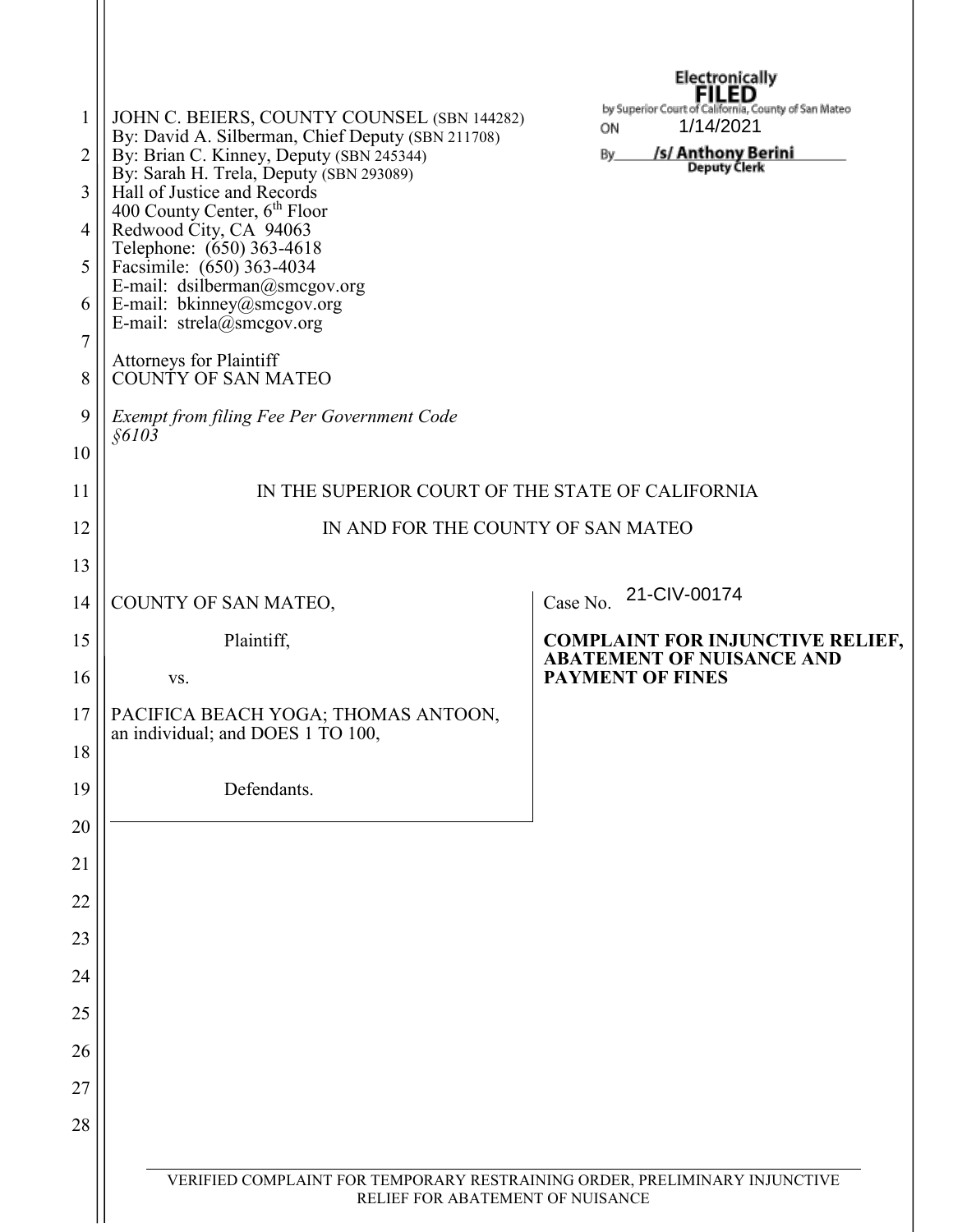JOHN C. BEIERS, COUNTY COUNSEL (SBN 144282)
By: David A. Silberman, Chief Deputy (SBN 211708)
By: Brian C. Kinney, Deputy (SBN 245344)
By: Sarah H. Trela, Deputy (SBN 293089)
Hall of Justice and Records
400 County Center, 6th Floor
Redwood City, CA 94063
Telephone: (650) 363-4618
Facsimile: (650) 363-4034
E-mail: dsilberman@smcgov.org
E-mail: bkinney@smcgov.org
E-mail: strela@smcgov.org

Attorneys for Plaintiff
COUNTY OF SAN MATEO

*Exempt from filing Fee Per Government Code §6103*

Electronically FILED by Superior Court of California, County of San Mateo
ON 1/14/2021
By /s/ Anthony Berini
Deputy Clerk

IN THE SUPERIOR COURT OF THE STATE OF CALIFORNIA

IN AND FOR THE COUNTY OF SAN MATEO

COUNTY OF SAN MATEO,

Plaintiff,

vs.

PACIFICA BEACH YOGA; THOMAS ANTOON, an individual; and DOES 1 TO 100,

Defendants.

Case No. 21-CIV-00174

**COMPLAINT FOR INJUNCTIVE RELIEF, ABATEMENT OF NUISANCE AND PAYMENT OF FINES**

VERIFIED COMPLAINT FOR TEMPORARY RESTRAINING ORDER, PRELIMINARY INJUNCTIVE RELIEF FOR ABATEMENT OF NUISANCE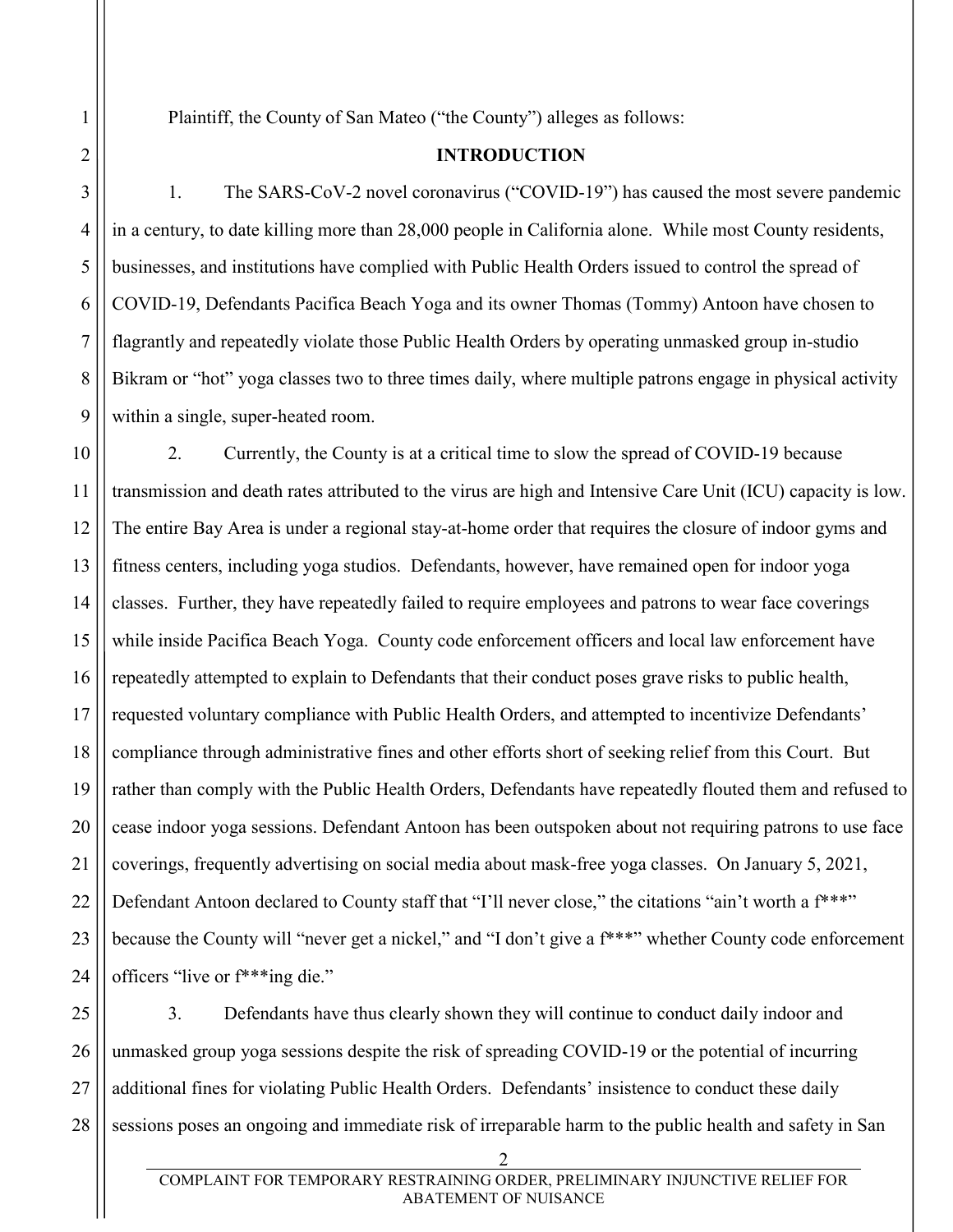Plaintiff, the County of San Mateo ("the County") alleges as follows:

## INTRODUCTION

1. The SARS-CoV-2 novel coronavirus ("COVID-19") has caused the most severe pandemic in a century, to date killing more than 28,000 people in California alone. While most County residents, businesses, and institutions have complied with Public Health Orders issued to control the spread of COVID-19, Defendants Pacifica Beach Yoga and its owner Thomas (Tommy) Antoon have chosen to flagrantly and repeatedly violate those Public Health Orders by operating unmasked group in-studio Bikram or "hot" yoga classes two to three times daily, where multiple patrons engage in physical activity within a single, super-heated room.

2. Currently, the County is at a critical time to slow the spread of COVID-19 because transmission and death rates attributed to the virus are high and Intensive Care Unit (ICU) capacity is low. The entire Bay Area is under a regional stay-at-home order that requires the closure of indoor gyms and fitness centers, including yoga studios. Defendants, however, have remained open for indoor yoga classes. Further, they have repeatedly failed to require employees and patrons to wear face coverings while inside Pacifica Beach Yoga. County code enforcement officers and local law enforcement have repeatedly attempted to explain to Defendants that their conduct poses grave risks to public health, requested voluntary compliance with Public Health Orders, and attempted to incentivize Defendants' compliance through administrative fines and other efforts short of seeking relief from this Court. But rather than comply with the Public Health Orders, Defendants have repeatedly flouted them and refused to cease indoor yoga sessions. Defendant Antoon has been outspoken about not requiring patrons to use face coverings, frequently advertising on social media about mask-free yoga classes. On January 5, 2021, Defendant Antoon declared to County staff that "I'll never close," the citations "ain't worth a f***" because the County will "never get a nickel," and "I don't give a f***" whether County code enforcement officers "live or f***ing die."

3. Defendants have thus clearly shown they will continue to conduct daily indoor and unmasked group yoga sessions despite the risk of spreading COVID-19 or the potential of incurring additional fines for violating Public Health Orders. Defendants' insistence to conduct these daily sessions poses an ongoing and immediate risk of irreparable harm to the public health and safety in San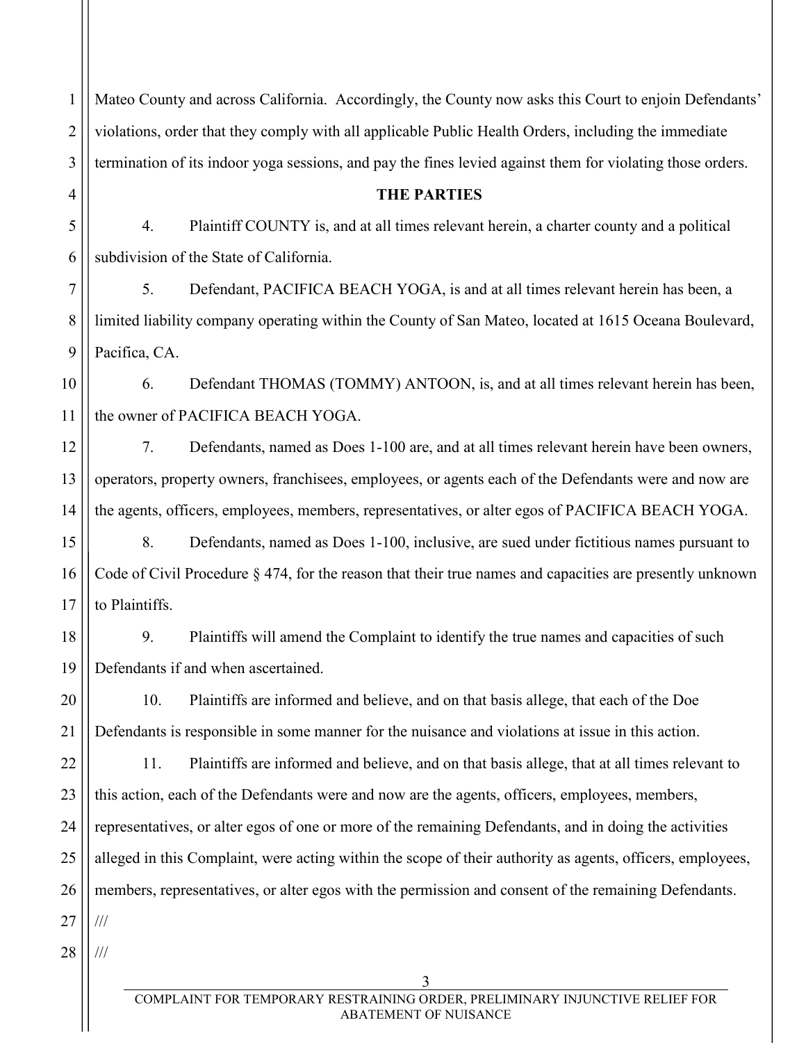Mateo County and across California. Accordingly, the County now asks this Court to enjoin Defendants' violations, order that they comply with all applicable Public Health Orders, including the immediate termination of its indoor yoga sessions, and pay the fines levied against them for violating those orders.

**THE PARTIES**

4. Plaintiff COUNTY is, and at all times relevant herein, a charter county and a political subdivision of the State of California.

5. Defendant, PACIFICA BEACH YOGA, is and at all times relevant herein has been, a limited liability company operating within the County of San Mateo, located at 1615 Oceana Boulevard, Pacifica, CA.

6. Defendant THOMAS (TOMMY) ANTOON, is, and at all times relevant herein has been, the owner of PACIFICA BEACH YOGA.

7. Defendants, named as Does 1-100 are, and at all times relevant herein have been owners, operators, property owners, franchisees, employees, or agents each of the Defendants were and now are the agents, officers, employees, members, representatives, or alter egos of PACIFICA BEACH YOGA.

8. Defendants, named as Does 1-100, inclusive, are sued under fictitious names pursuant to Code of Civil Procedure § 474, for the reason that their true names and capacities are presently unknown to Plaintiffs.

9. Plaintiffs will amend the Complaint to identify the true names and capacities of such Defendants if and when ascertained.

10. Plaintiffs are informed and believe, and on that basis allege, that each of the Doe Defendants is responsible in some manner for the nuisance and violations at issue in this action.

11. Plaintiffs are informed and believe, and on that basis allege, that at all times relevant to this action, each of the Defendants were and now are the agents, officers, employees, members, representatives, or alter egos of one or more of the remaining Defendants, and in doing the activities alleged in this Complaint, were acting within the scope of their authority as agents, officers, employees, members, representatives, or alter egos with the permission and consent of the remaining Defendants.

///

///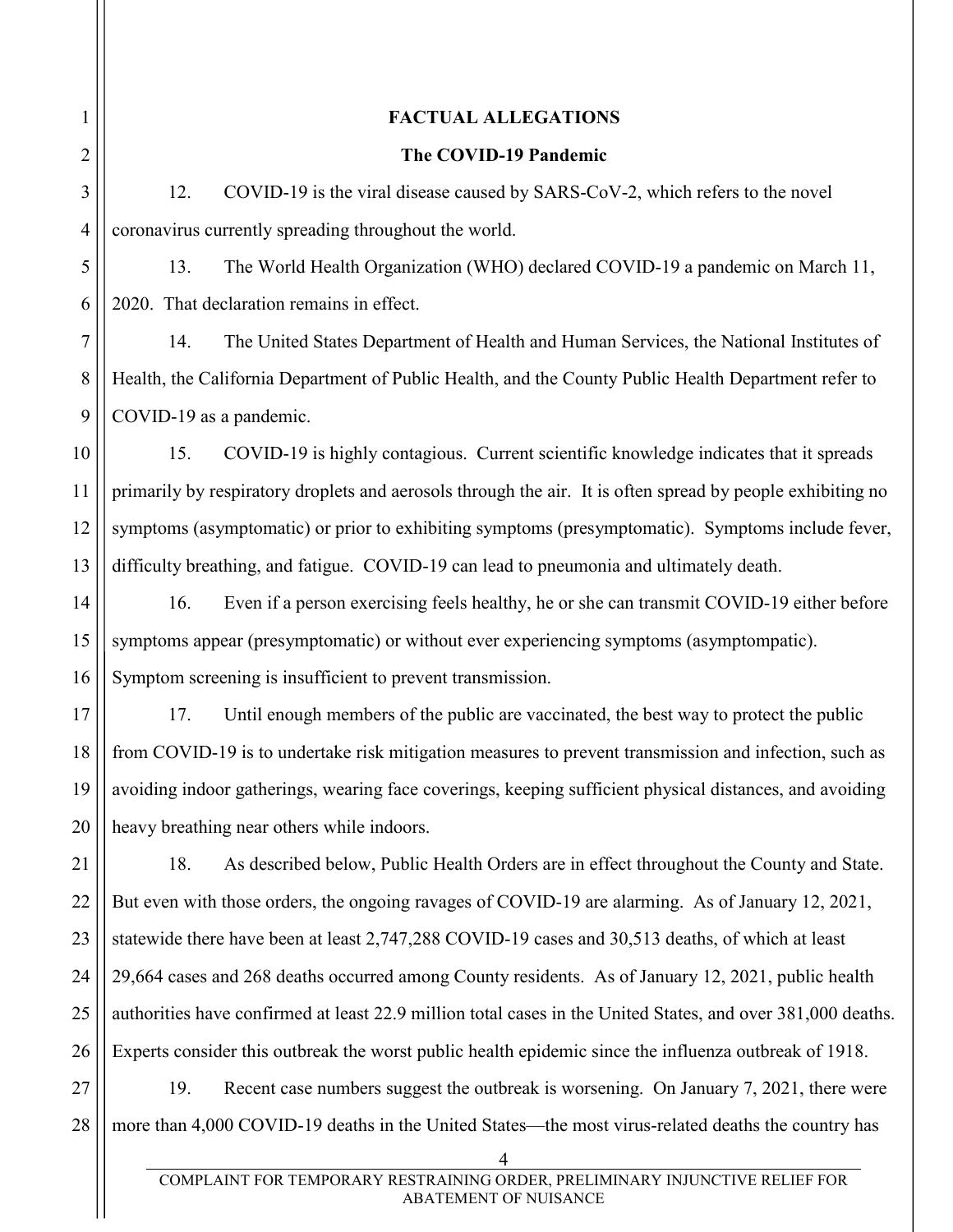## FACTUAL ALLEGATIONS

### The COVID-19 Pandemic

12. COVID-19 is the viral disease caused by SARS-CoV-2, which refers to the novel coronavirus currently spreading throughout the world.

13. The World Health Organization (WHO) declared COVID-19 a pandemic on March 11, 2020. That declaration remains in effect.

14. The United States Department of Health and Human Services, the National Institutes of Health, the California Department of Public Health, and the County Public Health Department refer to COVID-19 as a pandemic.

15. COVID-19 is highly contagious. Current scientific knowledge indicates that it spreads primarily by respiratory droplets and aerosols through the air. It is often spread by people exhibiting no symptoms (asymptomatic) or prior to exhibiting symptoms (presymptomatic). Symptoms include fever, difficulty breathing, and fatigue. COVID-19 can lead to pneumonia and ultimately death.

16. Even if a person exercising feels healthy, he or she can transmit COVID-19 either before symptoms appear (presymptomatic) or without ever experiencing symptoms (asymptompatic). Symptom screening is insufficient to prevent transmission.

17. Until enough members of the public are vaccinated, the best way to protect the public from COVID-19 is to undertake risk mitigation measures to prevent transmission and infection, such as avoiding indoor gatherings, wearing face coverings, keeping sufficient physical distances, and avoiding heavy breathing near others while indoors.

18. As described below, Public Health Orders are in effect throughout the County and State. But even with those orders, the ongoing ravages of COVID-19 are alarming. As of January 12, 2021, statewide there have been at least 2,747,288 COVID-19 cases and 30,513 deaths, of which at least 29,664 cases and 268 deaths occurred among County residents. As of January 12, 2021, public health authorities have confirmed at least 22.9 million total cases in the United States, and over 381,000 deaths. Experts consider this outbreak the worst public health epidemic since the influenza outbreak of 1918.

19. Recent case numbers suggest the outbreak is worsening. On January 7, 2021, there were more than 4,000 COVID-19 deaths in the United States—the most virus-related deaths the country has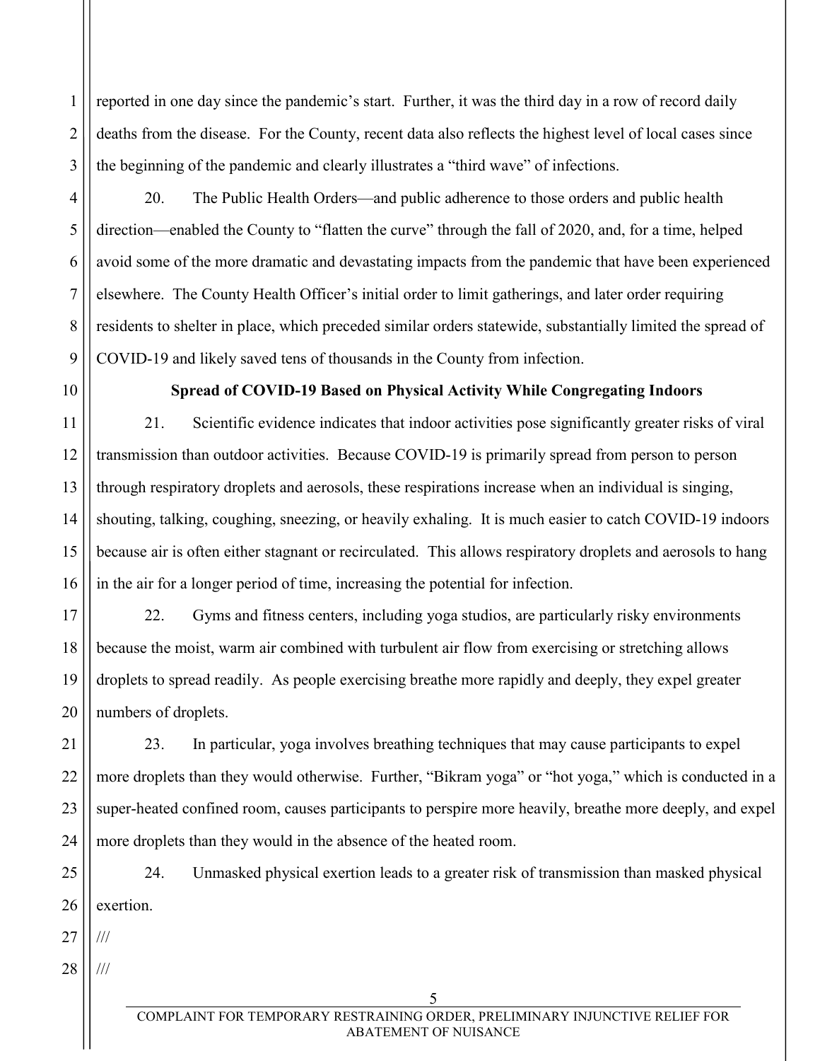reported in one day since the pandemic's start. Further, it was the third day in a row of record daily deaths from the disease. For the County, recent data also reflects the highest level of local cases since the beginning of the pandemic and clearly illustrates a "third wave" of infections.

20. The Public Health Orders—and public adherence to those orders and public health direction—enabled the County to "flatten the curve" through the fall of 2020, and, for a time, helped avoid some of the more dramatic and devastating impacts from the pandemic that have been experienced elsewhere. The County Health Officer's initial order to limit gatherings, and later order requiring residents to shelter in place, which preceded similar orders statewide, substantially limited the spread of COVID-19 and likely saved tens of thousands in the County from infection.

**Spread of COVID-19 Based on Physical Activity While Congregating Indoors**

21. Scientific evidence indicates that indoor activities pose significantly greater risks of viral transmission than outdoor activities. Because COVID-19 is primarily spread from person to person through respiratory droplets and aerosols, these respirations increase when an individual is singing, shouting, talking, coughing, sneezing, or heavily exhaling. It is much easier to catch COVID-19 indoors because air is often either stagnant or recirculated. This allows respiratory droplets and aerosols to hang in the air for a longer period of time, increasing the potential for infection.

22. Gyms and fitness centers, including yoga studios, are particularly risky environments because the moist, warm air combined with turbulent air flow from exercising or stretching allows droplets to spread readily. As people exercising breathe more rapidly and deeply, they expel greater numbers of droplets.

23. In particular, yoga involves breathing techniques that may cause participants to expel more droplets than they would otherwise. Further, "Bikram yoga" or "hot yoga," which is conducted in a super-heated confined room, causes participants to perspire more heavily, breathe more deeply, and expel more droplets than they would in the absence of the heated room.

24. Unmasked physical exertion leads to a greater risk of transmission than masked physical exertion.

///

///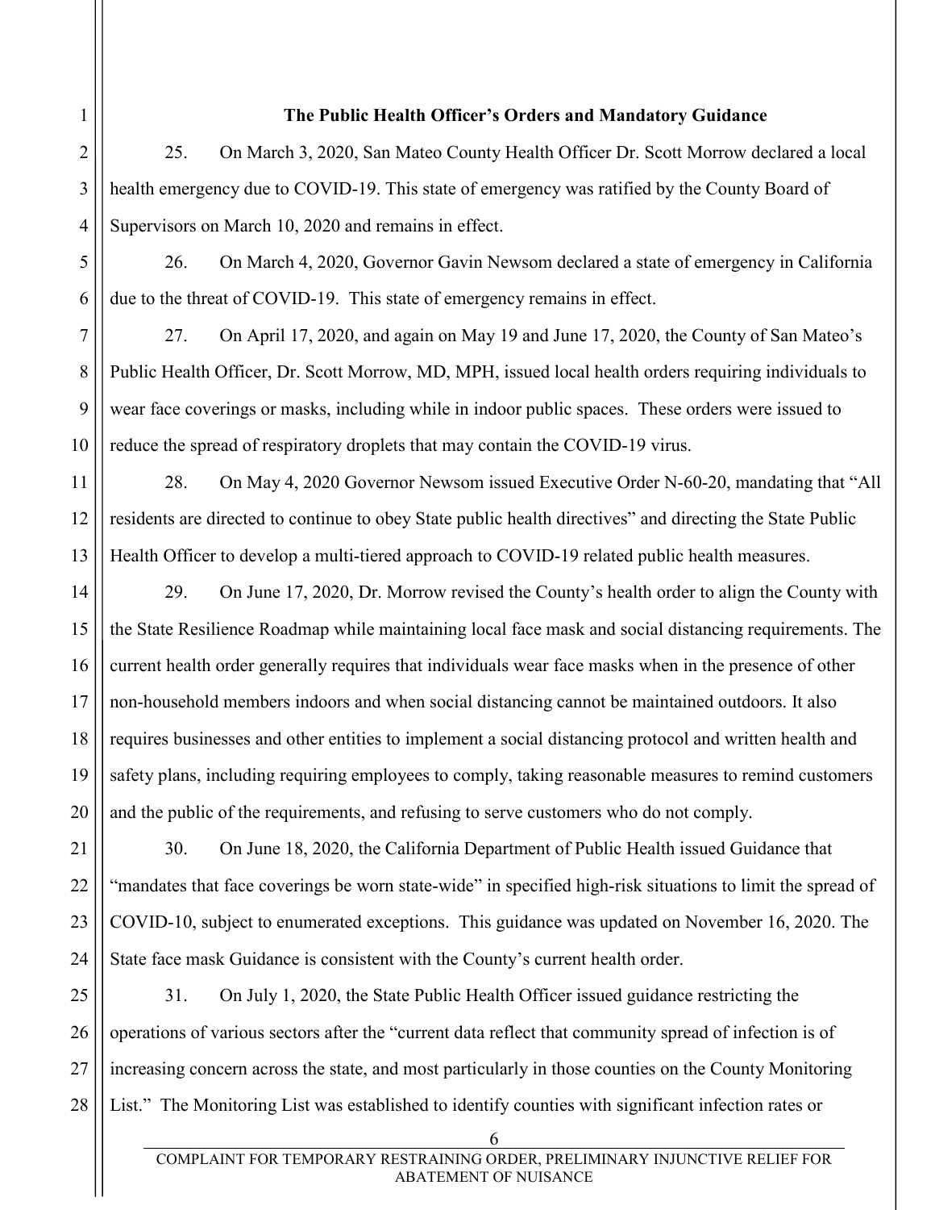**The Public Health Officer's Orders and Mandatory Guidance**

25. On March 3, 2020, San Mateo County Health Officer Dr. Scott Morrow declared a local health emergency due to COVID-19. This state of emergency was ratified by the County Board of Supervisors on March 10, 2020 and remains in effect.

26. On March 4, 2020, Governor Gavin Newsom declared a state of emergency in California due to the threat of COVID-19. This state of emergency remains in effect.

27. On April 17, 2020, and again on May 19 and June 17, 2020, the County of San Mateo's Public Health Officer, Dr. Scott Morrow, MD, MPH, issued local health orders requiring individuals to wear face coverings or masks, including while in indoor public spaces. These orders were issued to reduce the spread of respiratory droplets that may contain the COVID-19 virus.

28. On May 4, 2020 Governor Newsom issued Executive Order N-60-20, mandating that "All residents are directed to continue to obey State public health directives" and directing the State Public Health Officer to develop a multi-tiered approach to COVID-19 related public health measures.

29. On June 17, 2020, Dr. Morrow revised the County's health order to align the County with the State Resilience Roadmap while maintaining local face mask and social distancing requirements. The current health order generally requires that individuals wear face masks when in the presence of other non-household members indoors and when social distancing cannot be maintained outdoors. It also requires businesses and other entities to implement a social distancing protocol and written health and safety plans, including requiring employees to comply, taking reasonable measures to remind customers and the public of the requirements, and refusing to serve customers who do not comply.

30. On June 18, 2020, the California Department of Public Health issued Guidance that "mandates that face coverings be worn state-wide" in specified high-risk situations to limit the spread of COVID-10, subject to enumerated exceptions. This guidance was updated on November 16, 2020. The State face mask Guidance is consistent with the County's current health order.

31. On July 1, 2020, the State Public Health Officer issued guidance restricting the operations of various sectors after the "current data reflect that community spread of infection is of increasing concern across the state, and most particularly in those counties on the County Monitoring List." The Monitoring List was established to identify counties with significant infection rates or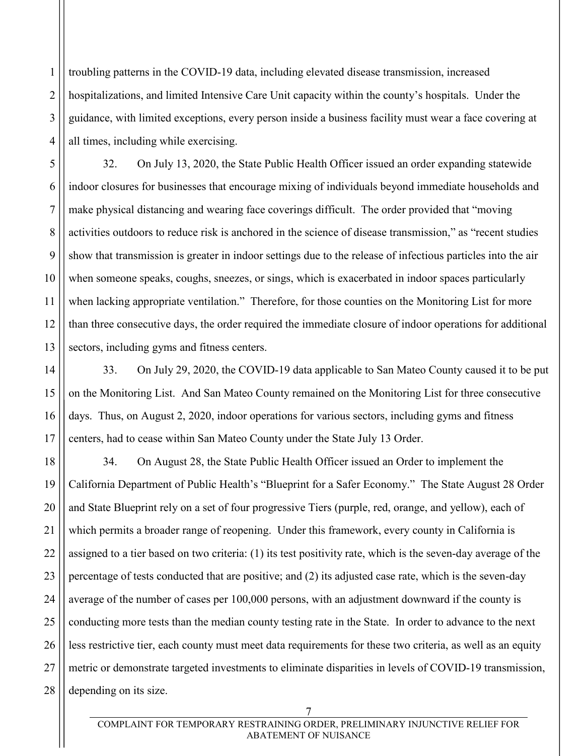troubling patterns in the COVID-19 data, including elevated disease transmission, increased hospitalizations, and limited Intensive Care Unit capacity within the county's hospitals. Under the guidance, with limited exceptions, every person inside a business facility must wear a face covering at all times, including while exercising.

32. On July 13, 2020, the State Public Health Officer issued an order expanding statewide indoor closures for businesses that encourage mixing of individuals beyond immediate households and make physical distancing and wearing face coverings difficult. The order provided that "moving activities outdoors to reduce risk is anchored in the science of disease transmission," as "recent studies show that transmission is greater in indoor settings due to the release of infectious particles into the air when someone speaks, coughs, sneezes, or sings, which is exacerbated in indoor spaces particularly when lacking appropriate ventilation." Therefore, for those counties on the Monitoring List for more than three consecutive days, the order required the immediate closure of indoor operations for additional sectors, including gyms and fitness centers.

33. On July 29, 2020, the COVID-19 data applicable to San Mateo County caused it to be put on the Monitoring List. And San Mateo County remained on the Monitoring List for three consecutive days. Thus, on August 2, 2020, indoor operations for various sectors, including gyms and fitness centers, had to cease within San Mateo County under the State July 13 Order.

34. On August 28, the State Public Health Officer issued an Order to implement the California Department of Public Health's "Blueprint for a Safer Economy." The State August 28 Order and State Blueprint rely on a set of four progressive Tiers (purple, red, orange, and yellow), each of which permits a broader range of reopening. Under this framework, every county in California is assigned to a tier based on two criteria: (1) its test positivity rate, which is the seven-day average of the percentage of tests conducted that are positive; and (2) its adjusted case rate, which is the seven-day average of the number of cases per 100,000 persons, with an adjustment downward if the county is conducting more tests than the median county testing rate in the State. In order to advance to the next less restrictive tier, each county must meet data requirements for these two criteria, as well as an equity metric or demonstrate targeted investments to eliminate disparities in levels of COVID-19 transmission, depending on its size.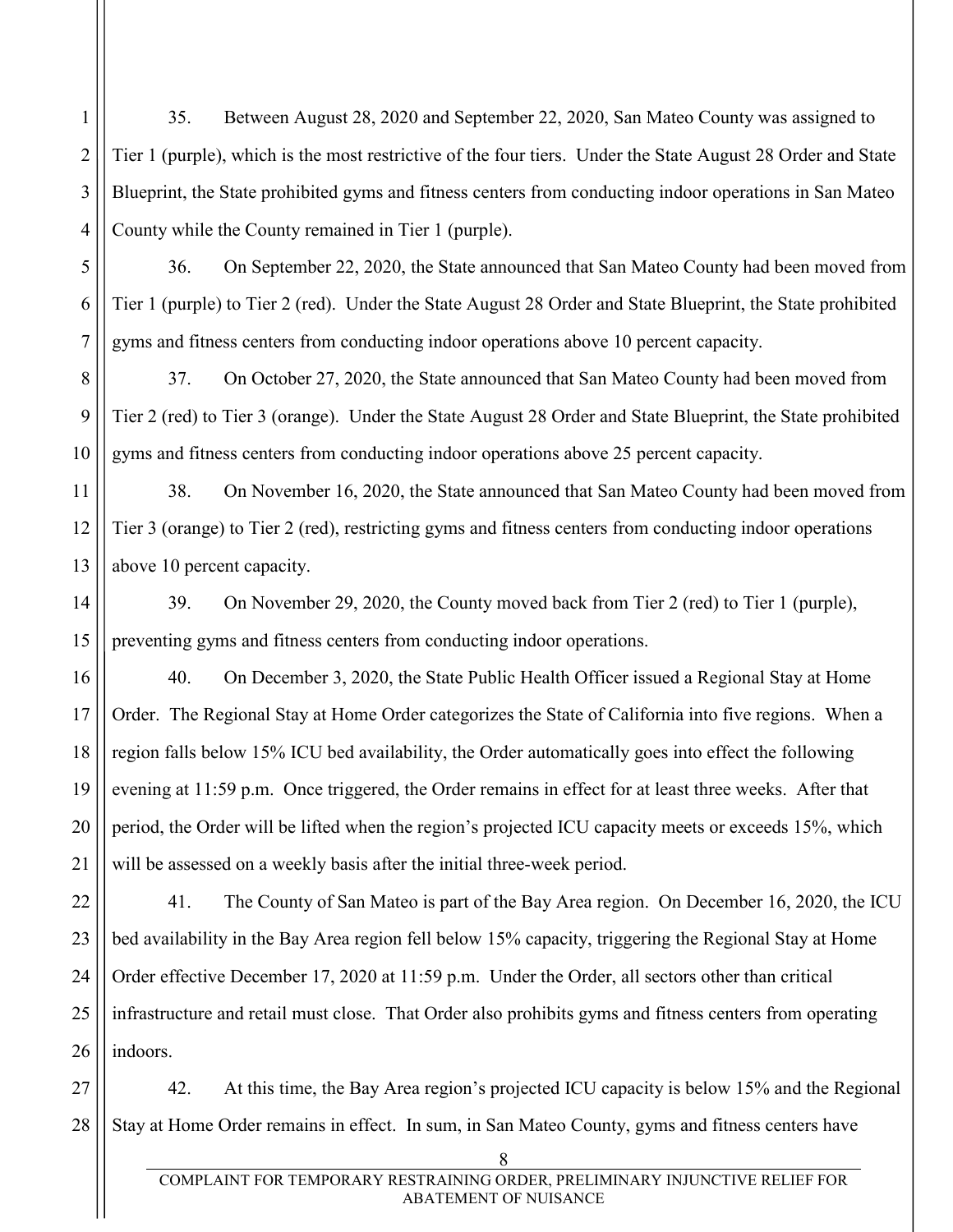35. Between August 28, 2020 and September 22, 2020, San Mateo County was assigned to Tier 1 (purple), which is the most restrictive of the four tiers. Under the State August 28 Order and State Blueprint, the State prohibited gyms and fitness centers from conducting indoor operations in San Mateo County while the County remained in Tier 1 (purple).

36. On September 22, 2020, the State announced that San Mateo County had been moved from Tier 1 (purple) to Tier 2 (red). Under the State August 28 Order and State Blueprint, the State prohibited gyms and fitness centers from conducting indoor operations above 10 percent capacity.

37. On October 27, 2020, the State announced that San Mateo County had been moved from Tier 2 (red) to Tier 3 (orange). Under the State August 28 Order and State Blueprint, the State prohibited gyms and fitness centers from conducting indoor operations above 25 percent capacity.

38. On November 16, 2020, the State announced that San Mateo County had been moved from Tier 3 (orange) to Tier 2 (red), restricting gyms and fitness centers from conducting indoor operations above 10 percent capacity.

39. On November 29, 2020, the County moved back from Tier 2 (red) to Tier 1 (purple), preventing gyms and fitness centers from conducting indoor operations.

40. On December 3, 2020, the State Public Health Officer issued a Regional Stay at Home Order. The Regional Stay at Home Order categorizes the State of California into five regions. When a region falls below 15% ICU bed availability, the Order automatically goes into effect the following evening at 11:59 p.m. Once triggered, the Order remains in effect for at least three weeks. After that period, the Order will be lifted when the region's projected ICU capacity meets or exceeds 15%, which will be assessed on a weekly basis after the initial three-week period.

41. The County of San Mateo is part of the Bay Area region. On December 16, 2020, the ICU bed availability in the Bay Area region fell below 15% capacity, triggering the Regional Stay at Home Order effective December 17, 2020 at 11:59 p.m. Under the Order, all sectors other than critical infrastructure and retail must close. That Order also prohibits gyms and fitness centers from operating indoors.

42. At this time, the Bay Area region's projected ICU capacity is below 15% and the Regional Stay at Home Order remains in effect. In sum, in San Mateo County, gyms and fitness centers have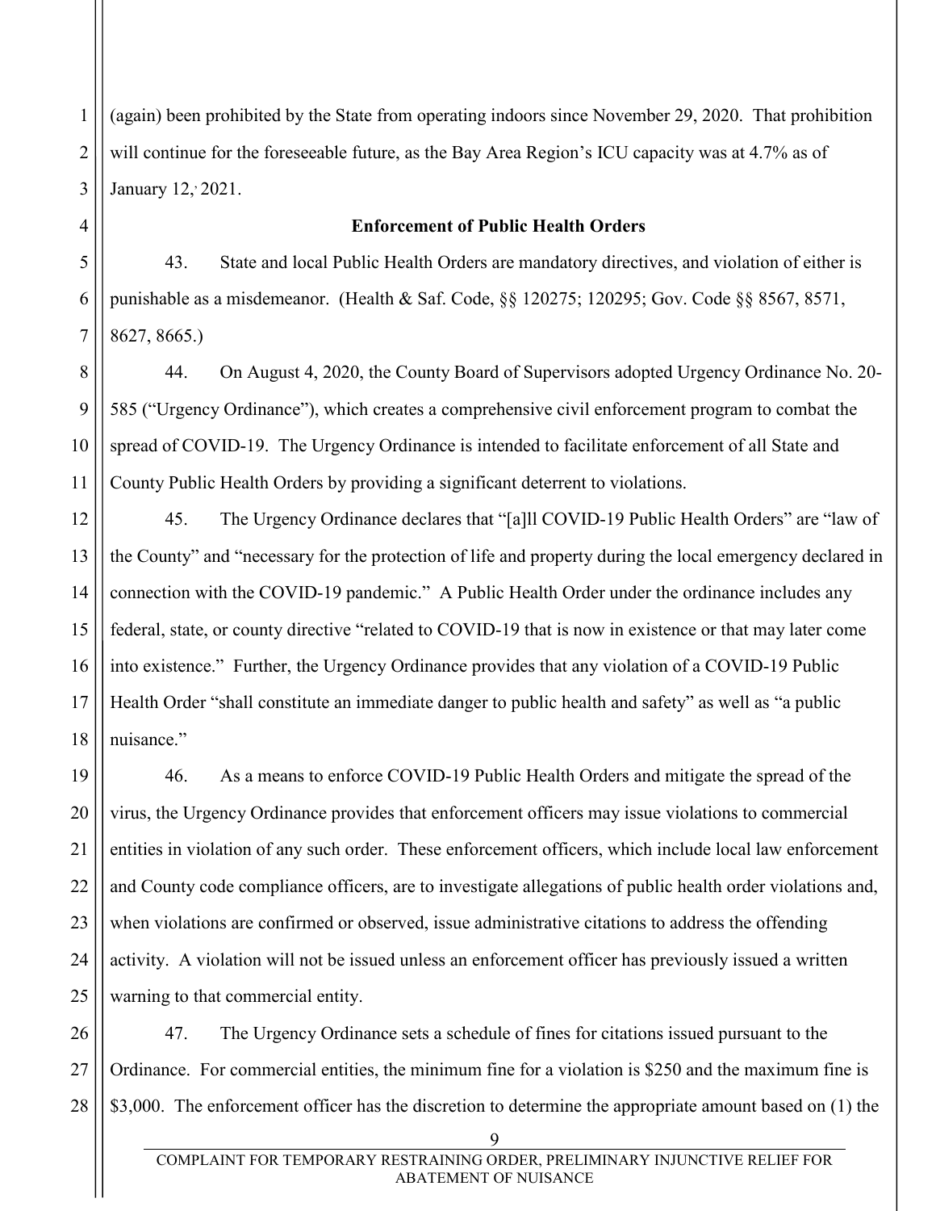(again) been prohibited by the State from operating indoors since November 29, 2020. That prohibition will continue for the foreseeable future, as the Bay Area Region's ICU capacity was at 4.7% as of January 12, 2021.

### Enforcement of Public Health Orders

43. State and local Public Health Orders are mandatory directives, and violation of either is punishable as a misdemeanor. (Health & Saf. Code, §§ 120275; 120295; Gov. Code §§ 8567, 8571, 8627, 8665.)

44. On August 4, 2020, the County Board of Supervisors adopted Urgency Ordinance No. 20-585 ("Urgency Ordinance"), which creates a comprehensive civil enforcement program to combat the spread of COVID-19. The Urgency Ordinance is intended to facilitate enforcement of all State and County Public Health Orders by providing a significant deterrent to violations.

45. The Urgency Ordinance declares that "[a]ll COVID-19 Public Health Orders" are "law of the County" and "necessary for the protection of life and property during the local emergency declared in connection with the COVID-19 pandemic." A Public Health Order under the ordinance includes any federal, state, or county directive "related to COVID-19 that is now in existence or that may later come into existence." Further, the Urgency Ordinance provides that any violation of a COVID-19 Public Health Order "shall constitute an immediate danger to public health and safety" as well as "a public nuisance."

46. As a means to enforce COVID-19 Public Health Orders and mitigate the spread of the virus, the Urgency Ordinance provides that enforcement officers may issue violations to commercial entities in violation of any such order. These enforcement officers, which include local law enforcement and County code compliance officers, are to investigate allegations of public health order violations and, when violations are confirmed or observed, issue administrative citations to address the offending activity. A violation will not be issued unless an enforcement officer has previously issued a written warning to that commercial entity.

47. The Urgency Ordinance sets a schedule of fines for citations issued pursuant to the Ordinance. For commercial entities, the minimum fine for a violation is $250 and the maximum fine is $3,000. The enforcement officer has the discretion to determine the appropriate amount based on (1) the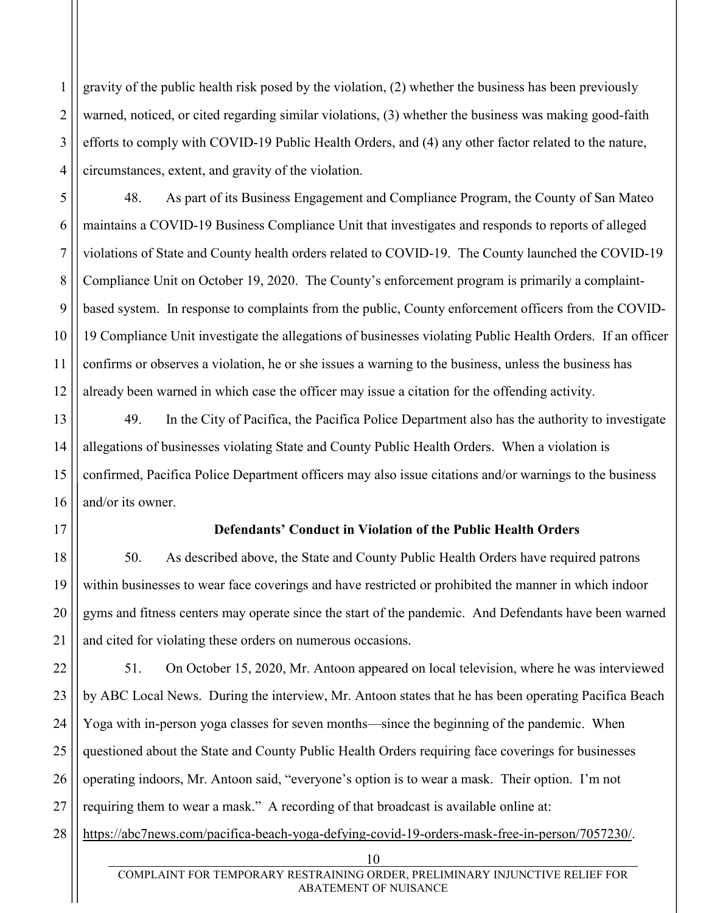gravity of the public health risk posed by the violation, (2) whether the business has been previously warned, noticed, or cited regarding similar violations, (3) whether the business was making good-faith efforts to comply with COVID-19 Public Health Orders, and (4) any other factor related to the nature, circumstances, extent, and gravity of the violation.

48. As part of its Business Engagement and Compliance Program, the County of San Mateo maintains a COVID-19 Business Compliance Unit that investigates and responds to reports of alleged violations of State and County health orders related to COVID-19. The County launched the COVID-19 Compliance Unit on October 19, 2020. The County's enforcement program is primarily a complaint-based system. In response to complaints from the public, County enforcement officers from the COVID-19 Compliance Unit investigate the allegations of businesses violating Public Health Orders. If an officer confirms or observes a violation, he or she issues a warning to the business, unless the business has already been warned in which case the officer may issue a citation for the offending activity.

49. In the City of Pacifica, the Pacifica Police Department also has the authority to investigate allegations of businesses violating State and County Public Health Orders. When a violation is confirmed, Pacifica Police Department officers may also issue citations and/or warnings to the business and/or its owner.

**Defendants' Conduct in Violation of the Public Health Orders**

50. As described above, the State and County Public Health Orders have required patrons within businesses to wear face coverings and have restricted or prohibited the manner in which indoor gyms and fitness centers may operate since the start of the pandemic. And Defendants have been warned and cited for violating these orders on numerous occasions.

51. On October 15, 2020, Mr. Antoon appeared on local television, where he was interviewed by ABC Local News. During the interview, Mr. Antoon states that he has been operating Pacifica Beach Yoga with in-person yoga classes for seven months—since the beginning of the pandemic. When questioned about the State and County Public Health Orders requiring face coverings for businesses operating indoors, Mr. Antoon said, "everyone's option is to wear a mask. Their option. I'm not requiring them to wear a mask." A recording of that broadcast is available online at: https://abc7news.com/pacifica-beach-yoga-defying-covid-19-orders-mask-free-in-person/7057230/.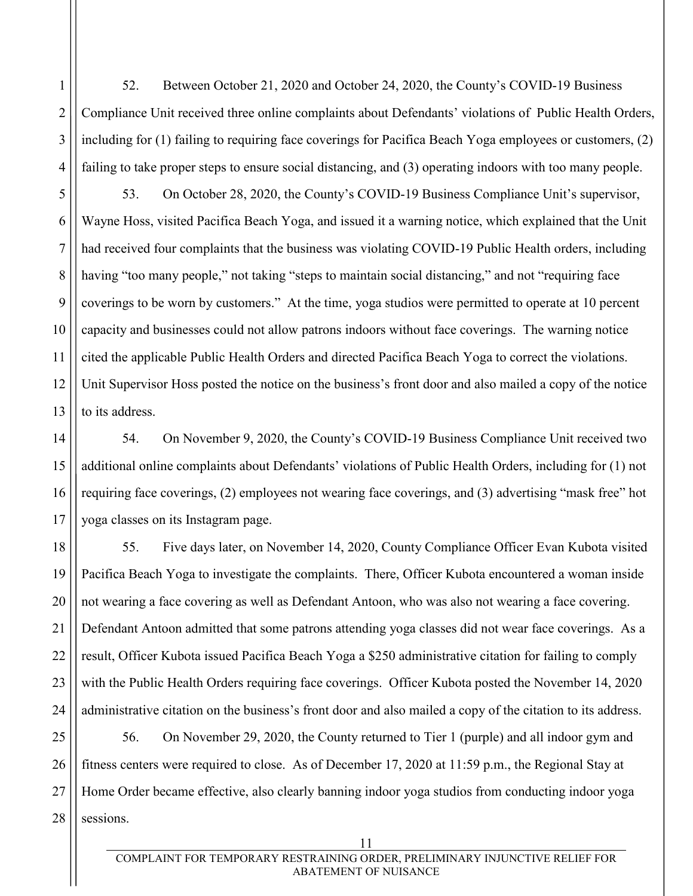52. Between October 21, 2020 and October 24, 2020, the County's COVID-19 Business Compliance Unit received three online complaints about Defendants' violations of Public Health Orders, including for (1) failing to requiring face coverings for Pacifica Beach Yoga employees or customers, (2) failing to take proper steps to ensure social distancing, and (3) operating indoors with too many people.

53. On October 28, 2020, the County's COVID-19 Business Compliance Unit's supervisor, Wayne Hoss, visited Pacifica Beach Yoga, and issued it a warning notice, which explained that the Unit had received four complaints that the business was violating COVID-19 Public Health orders, including having "too many people," not taking "steps to maintain social distancing," and not "requiring face coverings to be worn by customers." At the time, yoga studios were permitted to operate at 10 percent capacity and businesses could not allow patrons indoors without face coverings. The warning notice cited the applicable Public Health Orders and directed Pacifica Beach Yoga to correct the violations. Unit Supervisor Hoss posted the notice on the business's front door and also mailed a copy of the notice to its address.

54. On November 9, 2020, the County's COVID-19 Business Compliance Unit received two additional online complaints about Defendants' violations of Public Health Orders, including for (1) not requiring face coverings, (2) employees not wearing face coverings, and (3) advertising "mask free" hot yoga classes on its Instagram page.

55. Five days later, on November 14, 2020, County Compliance Officer Evan Kubota visited Pacifica Beach Yoga to investigate the complaints. There, Officer Kubota encountered a woman inside not wearing a face covering as well as Defendant Antoon, who was also not wearing a face covering. Defendant Antoon admitted that some patrons attending yoga classes did not wear face coverings. As a result, Officer Kubota issued Pacifica Beach Yoga a $250 administrative citation for failing to comply with the Public Health Orders requiring face coverings. Officer Kubota posted the November 14, 2020 administrative citation on the business's front door and also mailed a copy of the citation to its address.

56. On November 29, 2020, the County returned to Tier 1 (purple) and all indoor gym and fitness centers were required to close. As of December 17, 2020 at 11:59 p.m., the Regional Stay at Home Order became effective, also clearly banning indoor yoga studios from conducting indoor yoga sessions.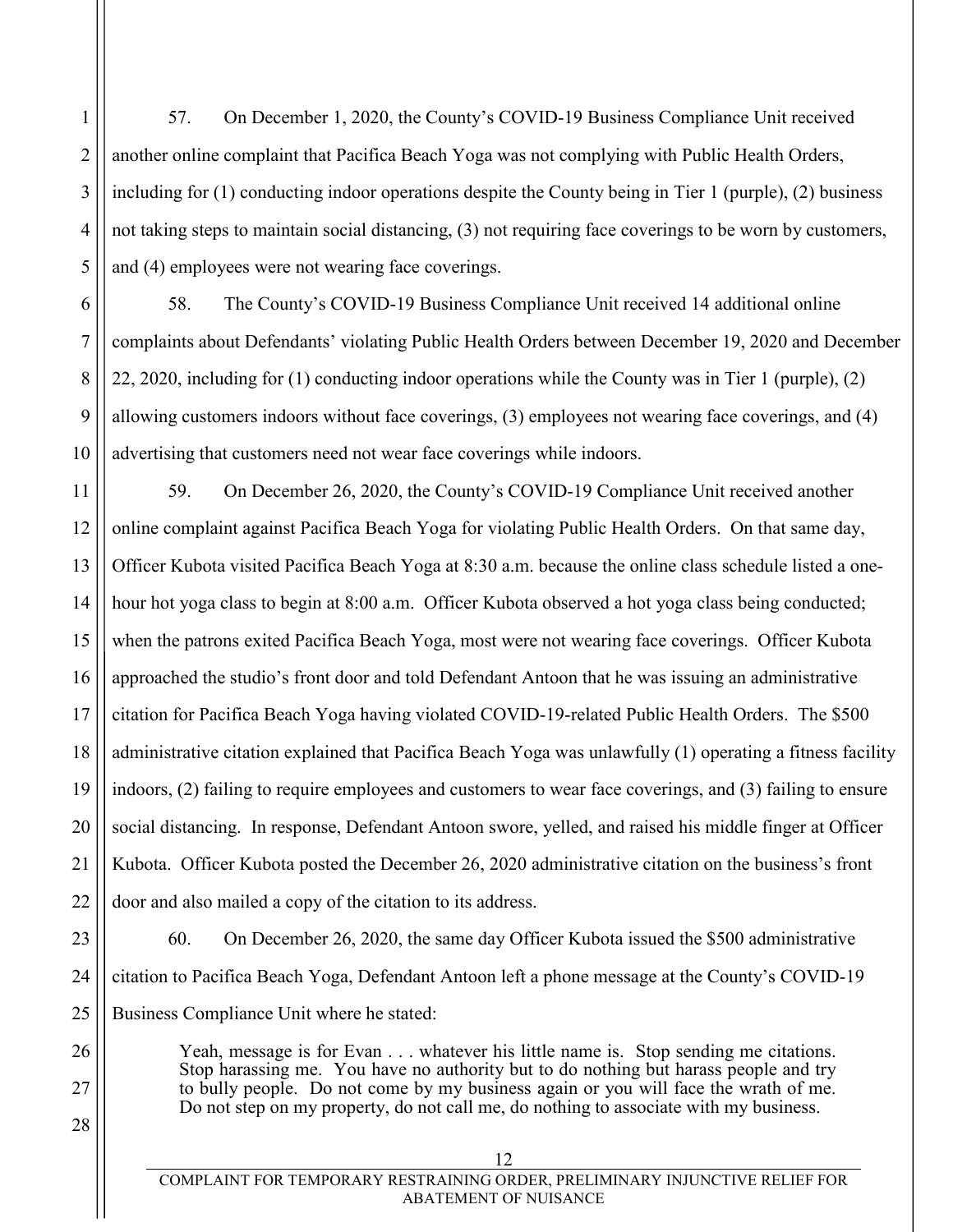57. On December 1, 2020, the County's COVID-19 Business Compliance Unit received another online complaint that Pacifica Beach Yoga was not complying with Public Health Orders, including for (1) conducting indoor operations despite the County being in Tier 1 (purple), (2) business not taking steps to maintain social distancing, (3) not requiring face coverings to be worn by customers, and (4) employees were not wearing face coverings.

58. The County's COVID-19 Business Compliance Unit received 14 additional online complaints about Defendants' violating Public Health Orders between December 19, 2020 and December 22, 2020, including for (1) conducting indoor operations while the County was in Tier 1 (purple), (2) allowing customers indoors without face coverings, (3) employees not wearing face coverings, and (4) advertising that customers need not wear face coverings while indoors.

59. On December 26, 2020, the County's COVID-19 Compliance Unit received another online complaint against Pacifica Beach Yoga for violating Public Health Orders. On that same day, Officer Kubota visited Pacifica Beach Yoga at 8:30 a.m. because the online class schedule listed a one-hour hot yoga class to begin at 8:00 a.m. Officer Kubota observed a hot yoga class being conducted; when the patrons exited Pacifica Beach Yoga, most were not wearing face coverings. Officer Kubota approached the studio's front door and told Defendant Antoon that he was issuing an administrative citation for Pacifica Beach Yoga having violated COVID-19-related Public Health Orders. The $500 administrative citation explained that Pacifica Beach Yoga was unlawfully (1) operating a fitness facility indoors, (2) failing to require employees and customers to wear face coverings, and (3) failing to ensure social distancing. In response, Defendant Antoon swore, yelled, and raised his middle finger at Officer Kubota. Officer Kubota posted the December 26, 2020 administrative citation on the business's front door and also mailed a copy of the citation to its address.

60. On December 26, 2020, the same day Officer Kubota issued the $500 administrative citation to Pacifica Beach Yoga, Defendant Antoon left a phone message at the County's COVID-19 Business Compliance Unit where he stated:

> Yeah, message is for Evan . . . whatever his little name is. Stop sending me citations. Stop harassing me. You have no authority but to do nothing but harass people and try to bully people. Do not come by my business again or you will face the wrath of me. Do not step on my property, do not call me, do nothing to associate with my business.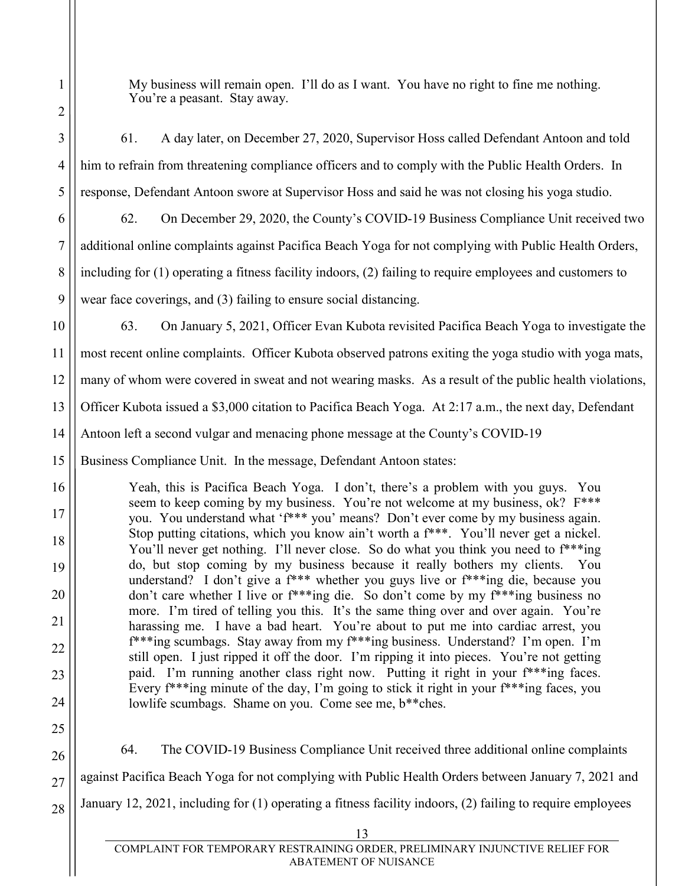> My business will remain open. I'll do as I want. You have no right to fine me nothing. You're a peasant. Stay away.

61. A day later, on December 27, 2020, Supervisor Hoss called Defendant Antoon and told him to refrain from threatening compliance officers and to comply with the Public Health Orders. In response, Defendant Antoon swore at Supervisor Hoss and said he was not closing his yoga studio.

62. On December 29, 2020, the County's COVID-19 Business Compliance Unit received two additional online complaints against Pacifica Beach Yoga for not complying with Public Health Orders, including for (1) operating a fitness facility indoors, (2) failing to require employees and customers to wear face coverings, and (3) failing to ensure social distancing.

63. On January 5, 2021, Officer Evan Kubota revisited Pacifica Beach Yoga to investigate the most recent online complaints. Officer Kubota observed patrons exiting the yoga studio with yoga mats, many of whom were covered in sweat and not wearing masks. As a result of the public health violations, Officer Kubota issued a $3,000 citation to Pacifica Beach Yoga. At 2:17 a.m., the next day, Defendant Antoon left a second vulgar and menacing phone message at the County's COVID-19 Business Compliance Unit. In the message, Defendant Antoon states:

> Yeah, this is Pacifica Beach Yoga. I don't, there's a problem with you guys. You seem to keep coming by my business. You're not welcome at my business, ok? F*** you. You understand what 'f*** you' means? Don't ever come by my business again. Stop putting citations, which you know ain't worth a f***. You'll never get a nickel. You'll never get nothing. I'll never close. So do what you think you need to f***ing do, but stop coming by my business because it really bothers my clients. You understand? I don't give a f*** whether you guys live or f***ing die, because you don't care whether I live or f***ing die. So don't come by my f***ing business no more. I'm tired of telling you this. It's the same thing over and over again. You're harassing me. I have a bad heart. You're about to put me into cardiac arrest, you f***ing scumbags. Stay away from my f***ing business. Understand? I'm open. I'm still open. I just ripped it off the door. I'm ripping it into pieces. You're not getting paid. I'm running another class right now. Putting it right in your f***ing faces. Every f***ing minute of the day, I'm going to stick it right in your f***ing faces, you lowlife scumbags. Shame on you. Come see me, b**ches.

64. The COVID-19 Business Compliance Unit received three additional online complaints against Pacifica Beach Yoga for not complying with Public Health Orders between January 7, 2021 and January 12, 2021, including for (1) operating a fitness facility indoors, (2) failing to require employees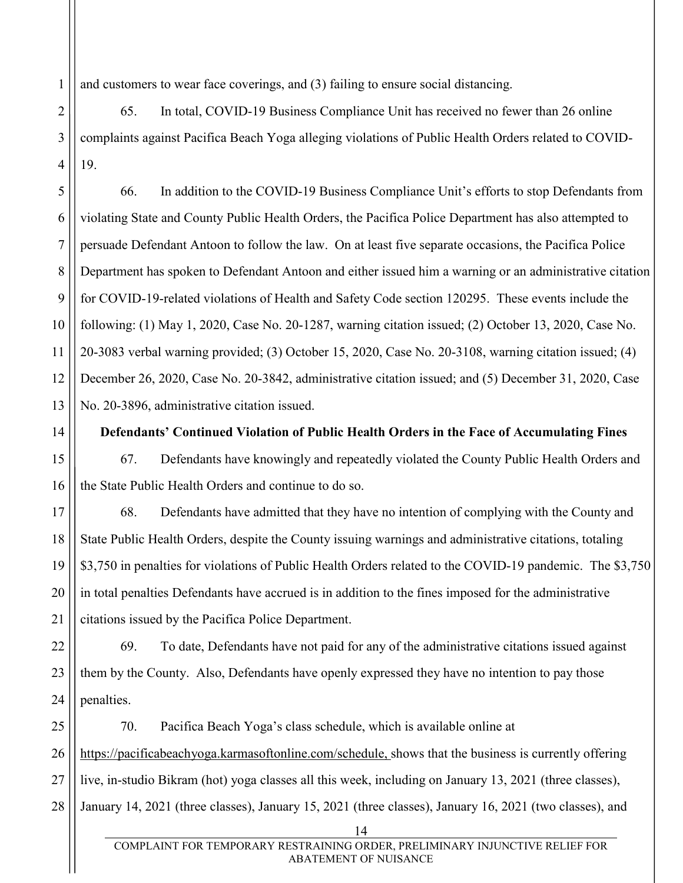and customers to wear face coverings, and (3) failing to ensure social distancing.

65. In total, COVID-19 Business Compliance Unit has received no fewer than 26 online complaints against Pacifica Beach Yoga alleging violations of Public Health Orders related to COVID-19.

66. In addition to the COVID-19 Business Compliance Unit's efforts to stop Defendants from violating State and County Public Health Orders, the Pacifica Police Department has also attempted to persuade Defendant Antoon to follow the law. On at least five separate occasions, the Pacifica Police Department has spoken to Defendant Antoon and either issued him a warning or an administrative citation for COVID-19-related violations of Health and Safety Code section 120295. These events include the following: (1) May 1, 2020, Case No. 20-1287, warning citation issued; (2) October 13, 2020, Case No. 20-3083 verbal warning provided; (3) October 15, 2020, Case No. 20-3108, warning citation issued; (4) December 26, 2020, Case No. 20-3842, administrative citation issued; and (5) December 31, 2020, Case No. 20-3896, administrative citation issued.

**Defendants' Continued Violation of Public Health Orders in the Face of Accumulating Fines**

67. Defendants have knowingly and repeatedly violated the County Public Health Orders and the State Public Health Orders and continue to do so.

68. Defendants have admitted that they have no intention of complying with the County and State Public Health Orders, despite the County issuing warnings and administrative citations, totaling $3,750 in penalties for violations of Public Health Orders related to the COVID-19 pandemic. The $3,750 in total penalties Defendants have accrued is in addition to the fines imposed for the administrative citations issued by the Pacifica Police Department.

69. To date, Defendants have not paid for any of the administrative citations issued against them by the County. Also, Defendants have openly expressed they have no intention to pay those penalties.

70. Pacifica Beach Yoga's class schedule, which is available online at https://pacificabeachyoga.karmasoftonline.com/schedule, shows that the business is currently offering live, in-studio Bikram (hot) yoga classes all this week, including on January 13, 2021 (three classes), January 14, 2021 (three classes), January 15, 2021 (three classes), January 16, 2021 (two classes), and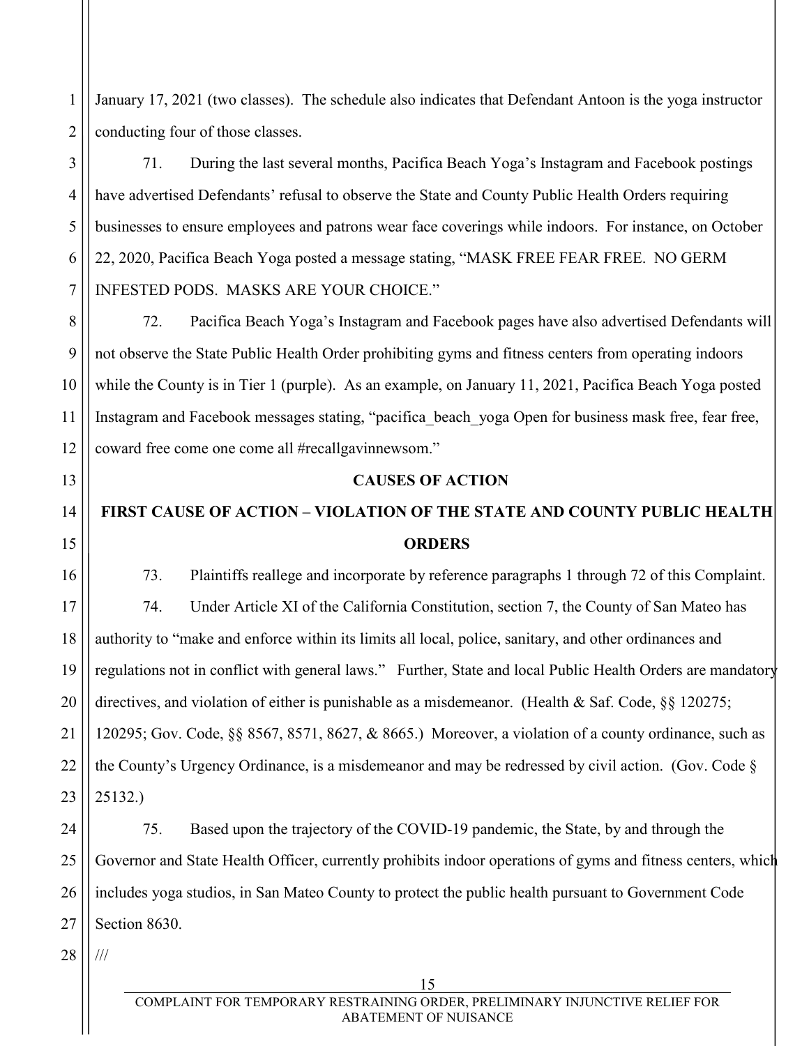January 17, 2021 (two classes). The schedule also indicates that Defendant Antoon is the yoga instructor conducting four of those classes.

71. During the last several months, Pacifica Beach Yoga's Instagram and Facebook postings have advertised Defendants' refusal to observe the State and County Public Health Orders requiring businesses to ensure employees and patrons wear face coverings while indoors. For instance, on October 22, 2020, Pacifica Beach Yoga posted a message stating, "MASK FREE FEAR FREE. NO GERM INFESTED PODS. MASKS ARE YOUR CHOICE."

72. Pacifica Beach Yoga's Instagram and Facebook pages have also advertised Defendants will not observe the State Public Health Order prohibiting gyms and fitness centers from operating indoors while the County is in Tier 1 (purple). As an example, on January 11, 2021, Pacifica Beach Yoga posted Instagram and Facebook messages stating, "pacifica_beach_yoga Open for business mask free, fear free, coward free come one come all #recallgavinnewsom."

**CAUSES OF ACTION**

**FIRST CAUSE OF ACTION – VIOLATION OF THE STATE AND COUNTY PUBLIC HEALTH ORDERS**

73. Plaintiffs reallege and incorporate by reference paragraphs 1 through 72 of this Complaint.

74. Under Article XI of the California Constitution, section 7, the County of San Mateo has authority to "make and enforce within its limits all local, police, sanitary, and other ordinances and regulations not in conflict with general laws." Further, State and local Public Health Orders are mandatory directives, and violation of either is punishable as a misdemeanor. (Health & Saf. Code, §§ 120275; 120295; Gov. Code, §§ 8567, 8571, 8627, & 8665.) Moreover, a violation of a county ordinance, such as the County's Urgency Ordinance, is a misdemeanor and may be redressed by civil action. (Gov. Code § 25132.)

75. Based upon the trajectory of the COVID-19 pandemic, the State, by and through the Governor and State Health Officer, currently prohibits indoor operations of gyms and fitness centers, which includes yoga studios, in San Mateo County to protect the public health pursuant to Government Code Section 8630.

///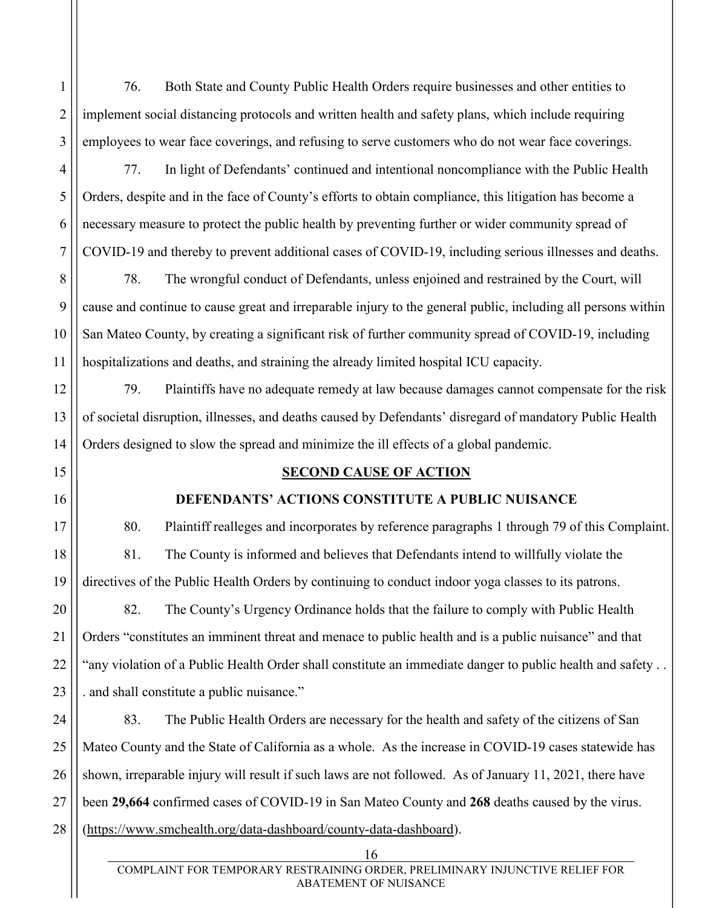76. Both State and County Public Health Orders require businesses and other entities to implement social distancing protocols and written health and safety plans, which include requiring employees to wear face coverings, and refusing to serve customers who do not wear face coverings.

77. In light of Defendants' continued and intentional noncompliance with the Public Health Orders, despite and in the face of County's efforts to obtain compliance, this litigation has become a necessary measure to protect the public health by preventing further or wider community spread of COVID-19 and thereby to prevent additional cases of COVID-19, including serious illnesses and deaths.

78. The wrongful conduct of Defendants, unless enjoined and restrained by the Court, will cause and continue to cause great and irreparable injury to the general public, including all persons within San Mateo County, by creating a significant risk of further community spread of COVID-19, including hospitalizations and deaths, and straining the already limited hospital ICU capacity.

79. Plaintiffs have no adequate remedy at law because damages cannot compensate for the risk of societal disruption, illnesses, and deaths caused by Defendants' disregard of mandatory Public Health Orders designed to slow the spread and minimize the ill effects of a global pandemic.

## SECOND CAUSE OF ACTION

### DEFENDANTS' ACTIONS CONSTITUTE A PUBLIC NUISANCE

80. Plaintiff realleges and incorporates by reference paragraphs 1 through 79 of this Complaint.

81. The County is informed and believes that Defendants intend to willfully violate the directives of the Public Health Orders by continuing to conduct indoor yoga classes to its patrons.

82. The County's Urgency Ordinance holds that the failure to comply with Public Health Orders "constitutes an imminent threat and menace to public health and is a public nuisance" and that "any violation of a Public Health Order shall constitute an immediate danger to public health and safety . . . and shall constitute a public nuisance."

83. The Public Health Orders are necessary for the health and safety of the citizens of San Mateo County and the State of California as a whole. As the increase in COVID-19 cases statewide has shown, irreparable injury will result if such laws are not followed. As of January 11, 2021, there have been **29,664** confirmed cases of COVID-19 in San Mateo County and **268** deaths caused by the virus. (https://www.smchealth.org/data-dashboard/county-data-dashboard).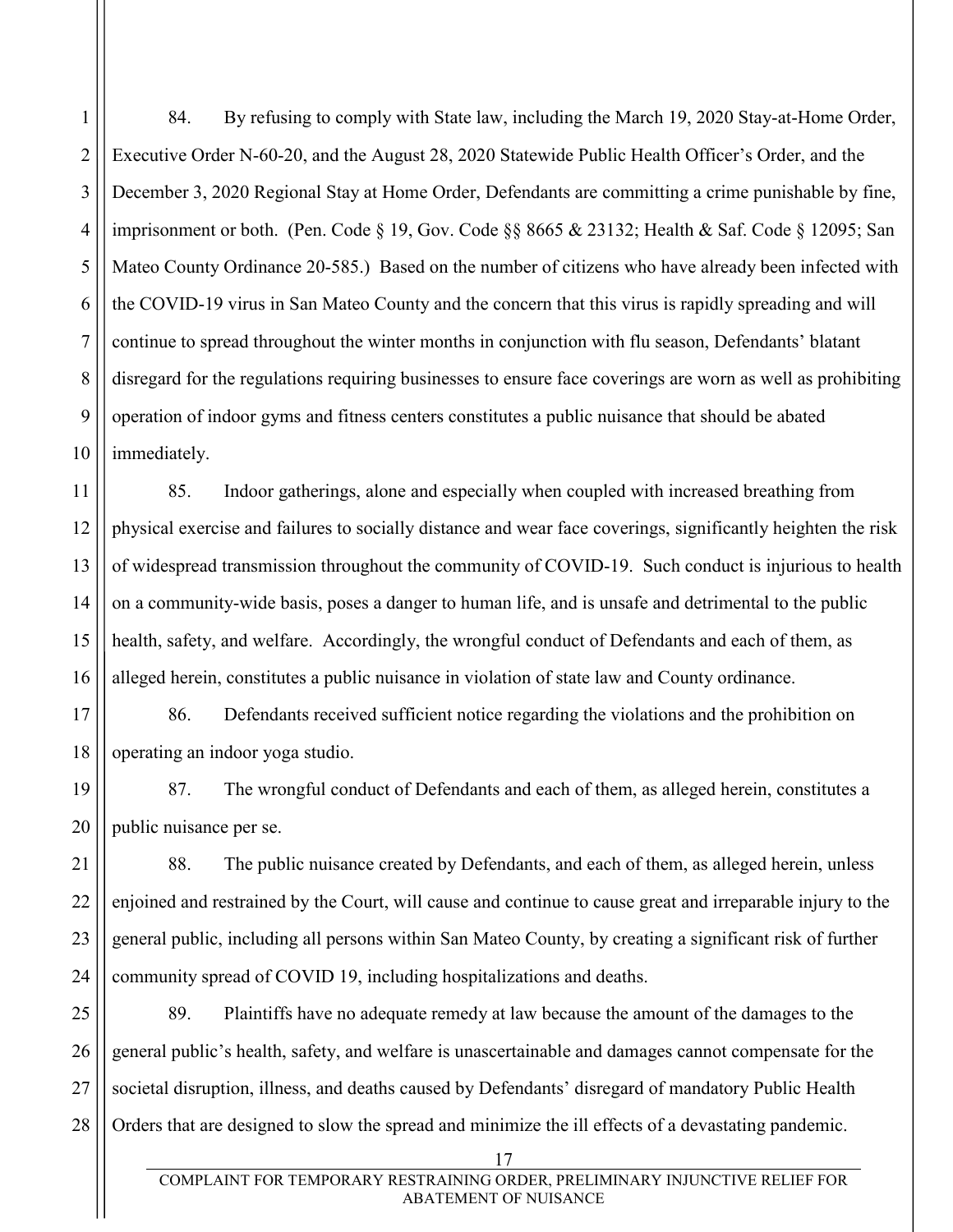84. By refusing to comply with State law, including the March 19, 2020 Stay-at-Home Order, Executive Order N-60-20, and the August 28, 2020 Statewide Public Health Officer's Order, and the December 3, 2020 Regional Stay at Home Order, Defendants are committing a crime punishable by fine, imprisonment or both. (Pen. Code § 19, Gov. Code §§ 8665 & 23132; Health & Saf. Code § 12095; San Mateo County Ordinance 20-585.) Based on the number of citizens who have already been infected with the COVID-19 virus in San Mateo County and the concern that this virus is rapidly spreading and will continue to spread throughout the winter months in conjunction with flu season, Defendants' blatant disregard for the regulations requiring businesses to ensure face coverings are worn as well as prohibiting operation of indoor gyms and fitness centers constitutes a public nuisance that should be abated immediately.

85. Indoor gatherings, alone and especially when coupled with increased breathing from physical exercise and failures to socially distance and wear face coverings, significantly heighten the risk of widespread transmission throughout the community of COVID-19. Such conduct is injurious to health on a community-wide basis, poses a danger to human life, and is unsafe and detrimental to the public health, safety, and welfare. Accordingly, the wrongful conduct of Defendants and each of them, as alleged herein, constitutes a public nuisance in violation of state law and County ordinance.

86. Defendants received sufficient notice regarding the violations and the prohibition on operating an indoor yoga studio.

87. The wrongful conduct of Defendants and each of them, as alleged herein, constitutes a public nuisance per se.

88. The public nuisance created by Defendants, and each of them, as alleged herein, unless enjoined and restrained by the Court, will cause and continue to cause great and irreparable injury to the general public, including all persons within San Mateo County, by creating a significant risk of further community spread of COVID 19, including hospitalizations and deaths.

89. Plaintiffs have no adequate remedy at law because the amount of the damages to the general public's health, safety, and welfare is unascertainable and damages cannot compensate for the societal disruption, illness, and deaths caused by Defendants' disregard of mandatory Public Health Orders that are designed to slow the spread and minimize the ill effects of a devastating pandemic.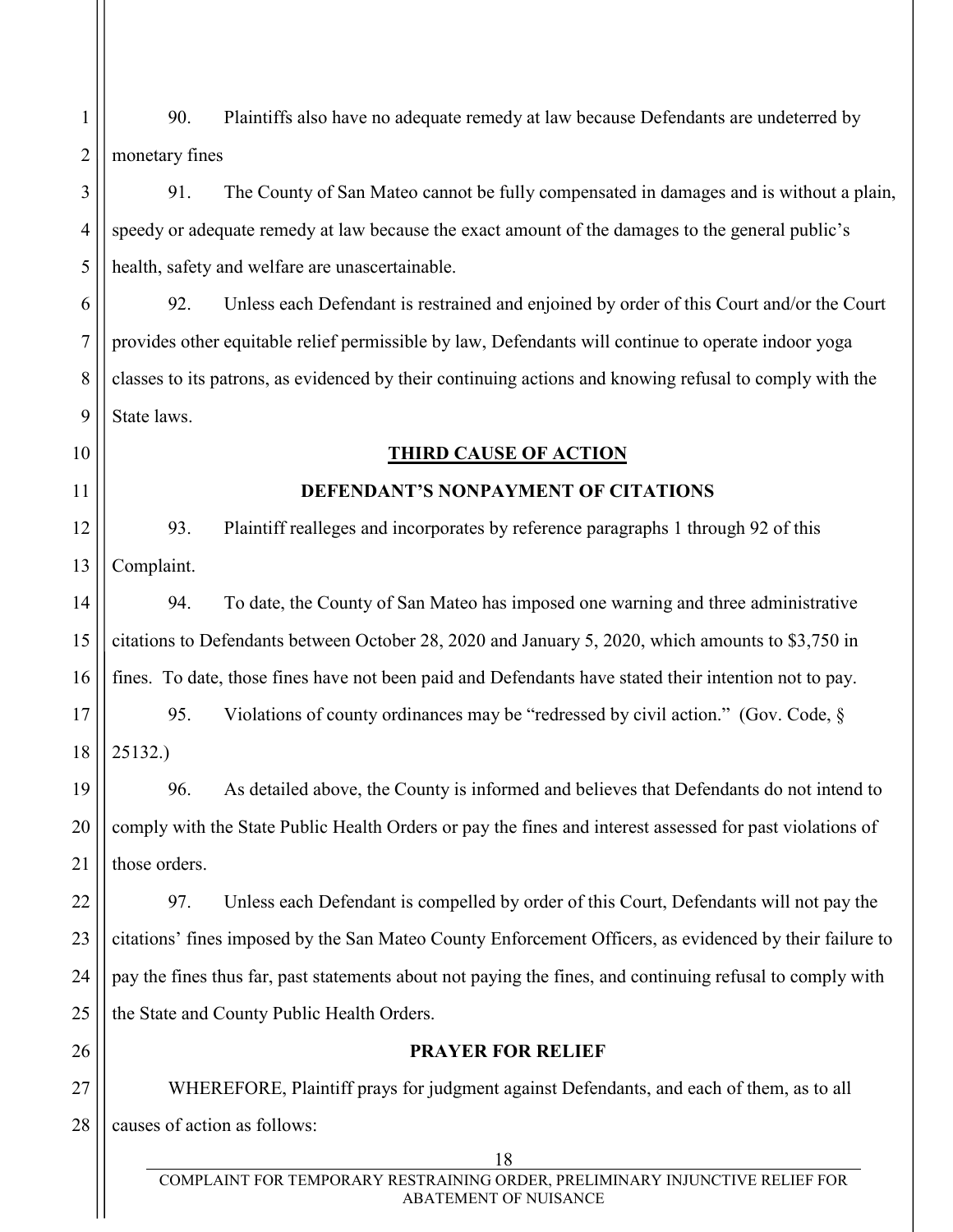90. Plaintiffs also have no adequate remedy at law because Defendants are undeterred by monetary fines

91. The County of San Mateo cannot be fully compensated in damages and is without a plain, speedy or adequate remedy at law because the exact amount of the damages to the general public's health, safety and welfare are unascertainable.

92. Unless each Defendant is restrained and enjoined by order of this Court and/or the Court provides other equitable relief permissible by law, Defendants will continue to operate indoor yoga classes to its patrons, as evidenced by their continuing actions and knowing refusal to comply with the State laws.

## THIRD CAUSE OF ACTION

### DEFENDANT'S NONPAYMENT OF CITATIONS

93. Plaintiff realleges and incorporates by reference paragraphs 1 through 92 of this Complaint.

94. To date, the County of San Mateo has imposed one warning and three administrative citations to Defendants between October 28, 2020 and January 5, 2020, which amounts to $3,750 in fines. To date, those fines have not been paid and Defendants have stated their intention not to pay.

95. Violations of county ordinances may be "redressed by civil action." (Gov. Code, § 25132.)

96. As detailed above, the County is informed and believes that Defendants do not intend to comply with the State Public Health Orders or pay the fines and interest assessed for past violations of those orders.

97. Unless each Defendant is compelled by order of this Court, Defendants will not pay the citations' fines imposed by the San Mateo County Enforcement Officers, as evidenced by their failure to pay the fines thus far, past statements about not paying the fines, and continuing refusal to comply with the State and County Public Health Orders.

### PRAYER FOR RELIEF

WHEREFORE, Plaintiff prays for judgment against Defendants, and each of them, as to all causes of action as follows: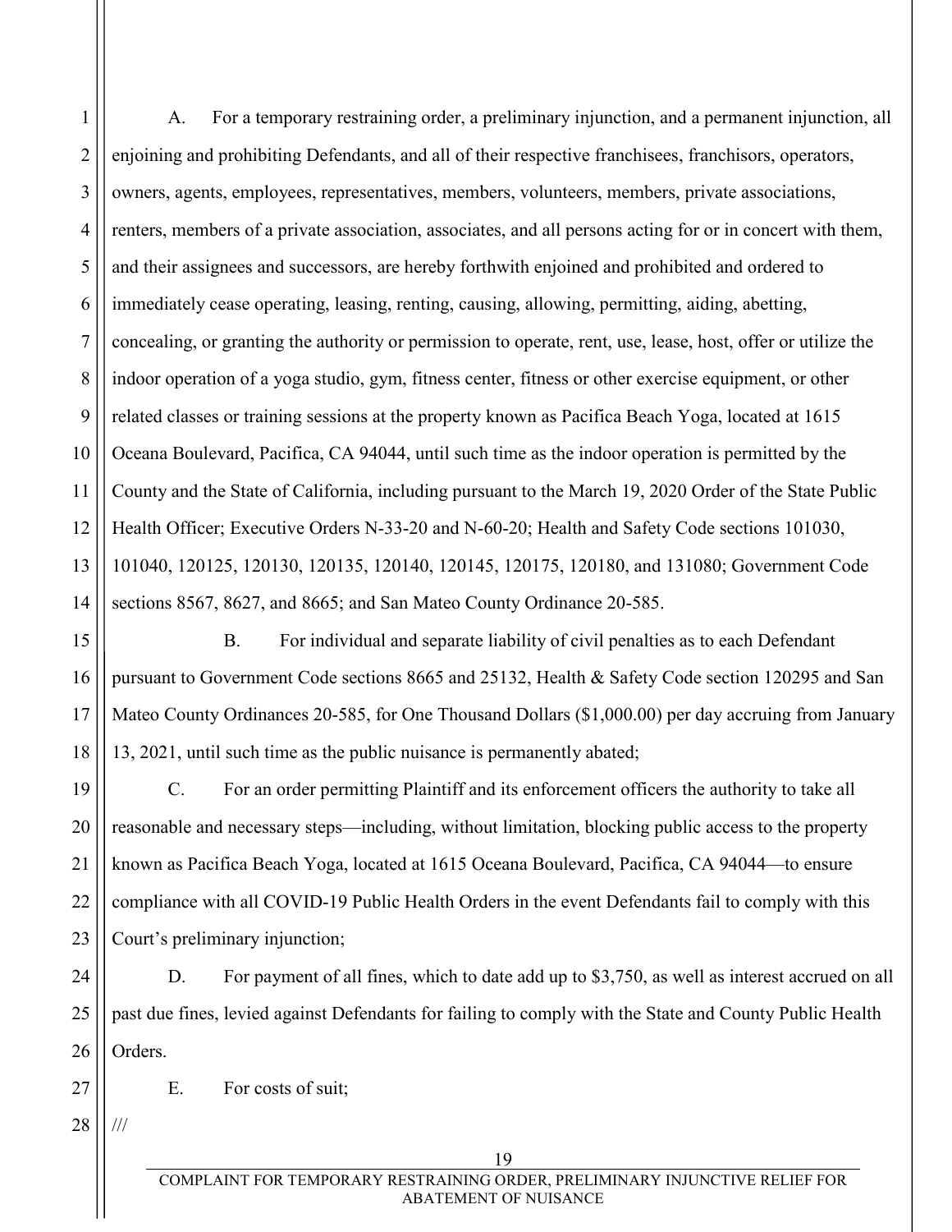A. For a temporary restraining order, a preliminary injunction, and a permanent injunction, all enjoining and prohibiting Defendants, and all of their respective franchisees, franchisors, operators, owners, agents, employees, representatives, members, volunteers, members, private associations, renters, members of a private association, associates, and all persons acting for or in concert with them, and their assignees and successors, are hereby forthwith enjoined and prohibited and ordered to immediately cease operating, leasing, renting, causing, allowing, permitting, aiding, abetting, concealing, or granting the authority or permission to operate, rent, use, lease, host, offer or utilize the indoor operation of a yoga studio, gym, fitness center, fitness or other exercise equipment, or other related classes or training sessions at the property known as Pacifica Beach Yoga, located at 1615 Oceana Boulevard, Pacifica, CA 94044, until such time as the indoor operation is permitted by the County and the State of California, including pursuant to the March 19, 2020 Order of the State Public Health Officer; Executive Orders N-33-20 and N-60-20; Health and Safety Code sections 101030, 101040, 120125, 120130, 120135, 120140, 120145, 120175, 120180, and 131080; Government Code sections 8567, 8627, and 8665; and San Mateo County Ordinance 20-585.

B. For individual and separate liability of civil penalties as to each Defendant pursuant to Government Code sections 8665 and 25132, Health & Safety Code section 120295 and San Mateo County Ordinances 20-585, for One Thousand Dollars ($1,000.00) per day accruing from January 13, 2021, until such time as the public nuisance is permanently abated;

C. For an order permitting Plaintiff and its enforcement officers the authority to take all reasonable and necessary steps—including, without limitation, blocking public access to the property known as Pacifica Beach Yoga, located at 1615 Oceana Boulevard, Pacifica, CA 94044—to ensure compliance with all COVID-19 Public Health Orders in the event Defendants fail to comply with this Court's preliminary injunction;

D. For payment of all fines, which to date add up to $3,750, as well as interest accrued on all past due fines, levied against Defendants for failing to comply with the State and County Public Health Orders.

E. For costs of suit;

///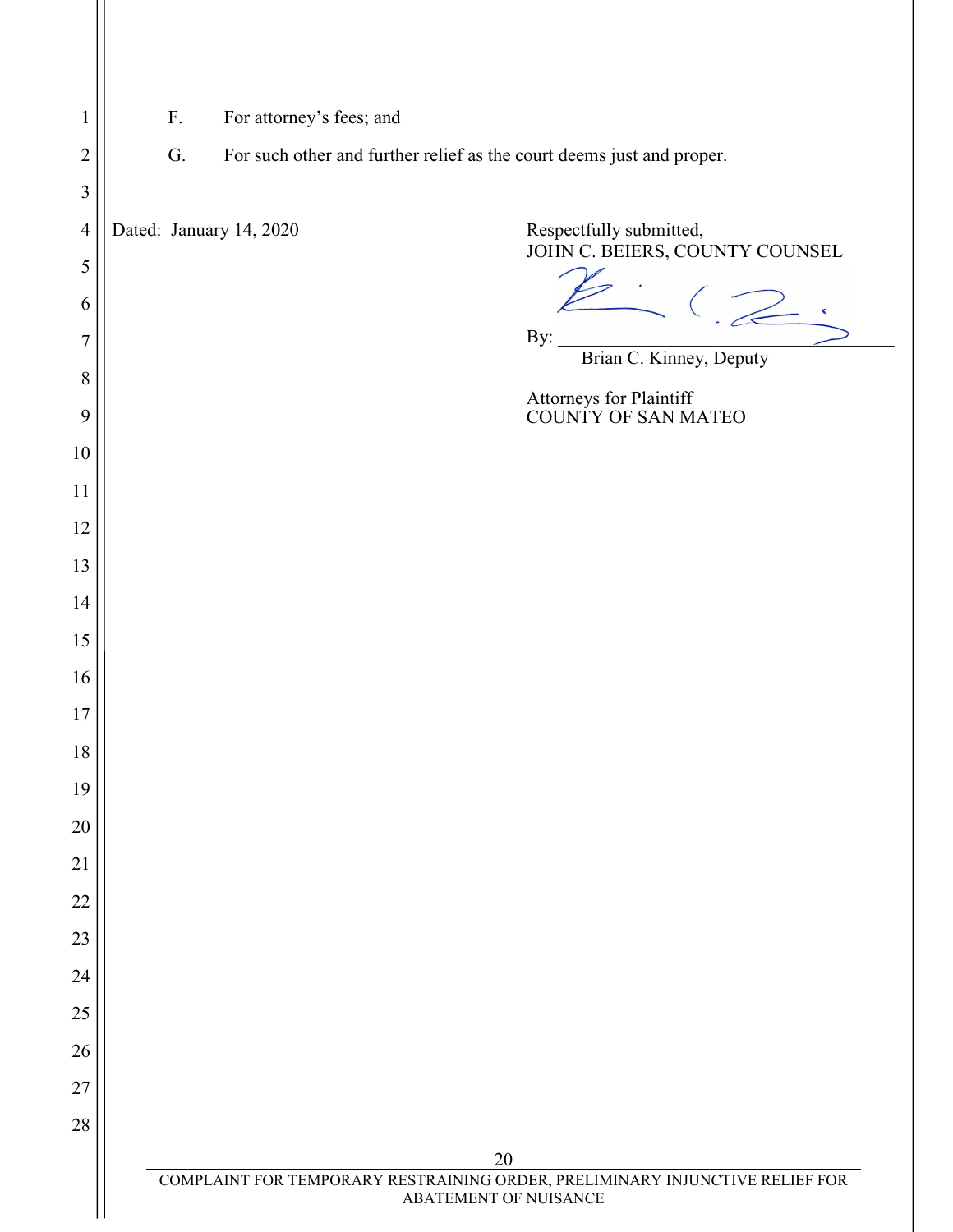F. For attorney's fees; and

G. For such other and further relief as the court deems just and proper.

Dated: January 14, 2020

Respectfully submitted,
JOHN C. BEIERS, COUNTY COUNSEL

By: ______________________________
Brian C. Kinney, Deputy

Attorneys for Plaintiff
COUNTY OF SAN MATEO